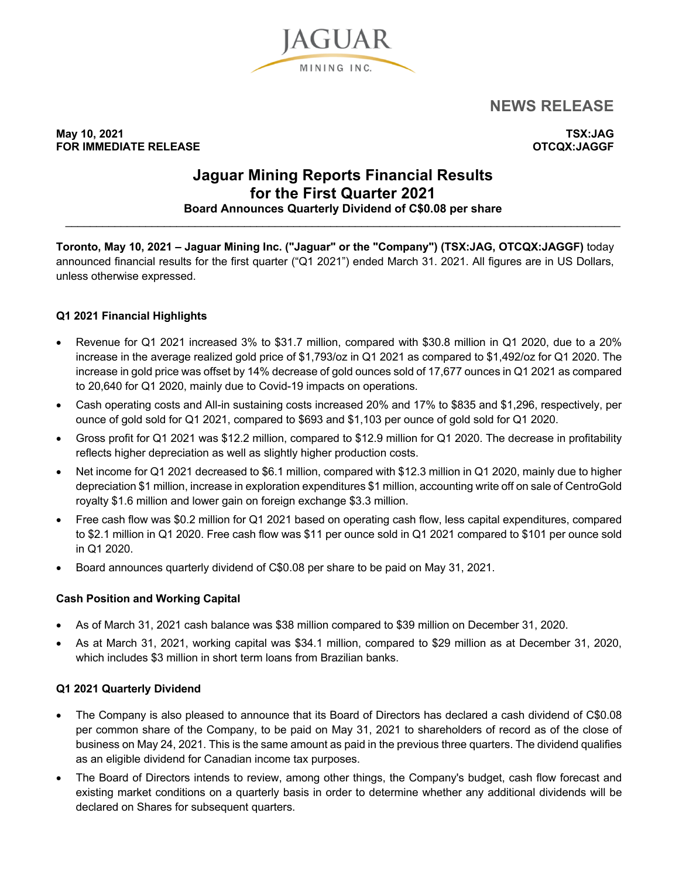JAGUAR MINING INC.

## NEWS RELEASE

**May 10, 2021**
**FOR IMMEDIATE RELEASE**

**TSX:JAG**
**OTCQX:JAGGF**

# Jaguar Mining Reports Financial Results for the First Quarter 2021

### Board Announces Quarterly Dividend of C$0.08 per share

**Toronto, May 10, 2021 – Jaguar Mining Inc. ("Jaguar" or the "Company") (TSX:JAG, OTCQX:JAGGF)** today announced financial results for the first quarter ("Q1 2021") ended March 31. 2021. All figures are in US Dollars, unless otherwise expressed.

### Q1 2021 Financial Highlights

- Revenue for Q1 2021 increased 3% to $31.7 million, compared with $30.8 million in Q1 2020, due to a 20% increase in the average realized gold price of $1,793/oz in Q1 2021 as compared to $1,492/oz for Q1 2020. The increase in gold price was offset by 14% decrease of gold ounces sold of 17,677 ounces in Q1 2021 as compared to 20,640 for Q1 2020, mainly due to Covid-19 impacts on operations.
- Cash operating costs and All-in sustaining costs increased 20% and 17% to $835 and $1,296, respectively, per ounce of gold sold for Q1 2021, compared to $693 and $1,103 per ounce of gold sold for Q1 2020.
- Gross profit for Q1 2021 was $12.2 million, compared to $12.9 million for Q1 2020. The decrease in profitability reflects higher depreciation as well as slightly higher production costs.
- Net income for Q1 2021 decreased to $6.1 million, compared with $12.3 million in Q1 2020, mainly due to higher depreciation $1 million, increase in exploration expenditures $1 million, accounting write off on sale of CentroGold royalty $1.6 million and lower gain on foreign exchange $3.3 million.
- Free cash flow was $0.2 million for Q1 2021 based on operating cash flow, less capital expenditures, compared to $2.1 million in Q1 2020. Free cash flow was $11 per ounce sold in Q1 2021 compared to $101 per ounce sold in Q1 2020.
- Board announces quarterly dividend of C$0.08 per share to be paid on May 31, 2021.

### Cash Position and Working Capital

- As of March 31, 2021 cash balance was $38 million compared to $39 million on December 31, 2020.
- As at March 31, 2021, working capital was $34.1 million, compared to $29 million as at December 31, 2020, which includes $3 million in short term loans from Brazilian banks.

### Q1 2021 Quarterly Dividend

- The Company is also pleased to announce that its Board of Directors has declared a cash dividend of C$0.08 per common share of the Company, to be paid on May 31, 2021 to shareholders of record as of the close of business on May 24, 2021. This is the same amount as paid in the previous three quarters. The dividend qualifies as an eligible dividend for Canadian income tax purposes.
- The Board of Directors intends to review, among other things, the Company's budget, cash flow forecast and existing market conditions on a quarterly basis in order to determine whether any additional dividends will be declared on Shares for subsequent quarters.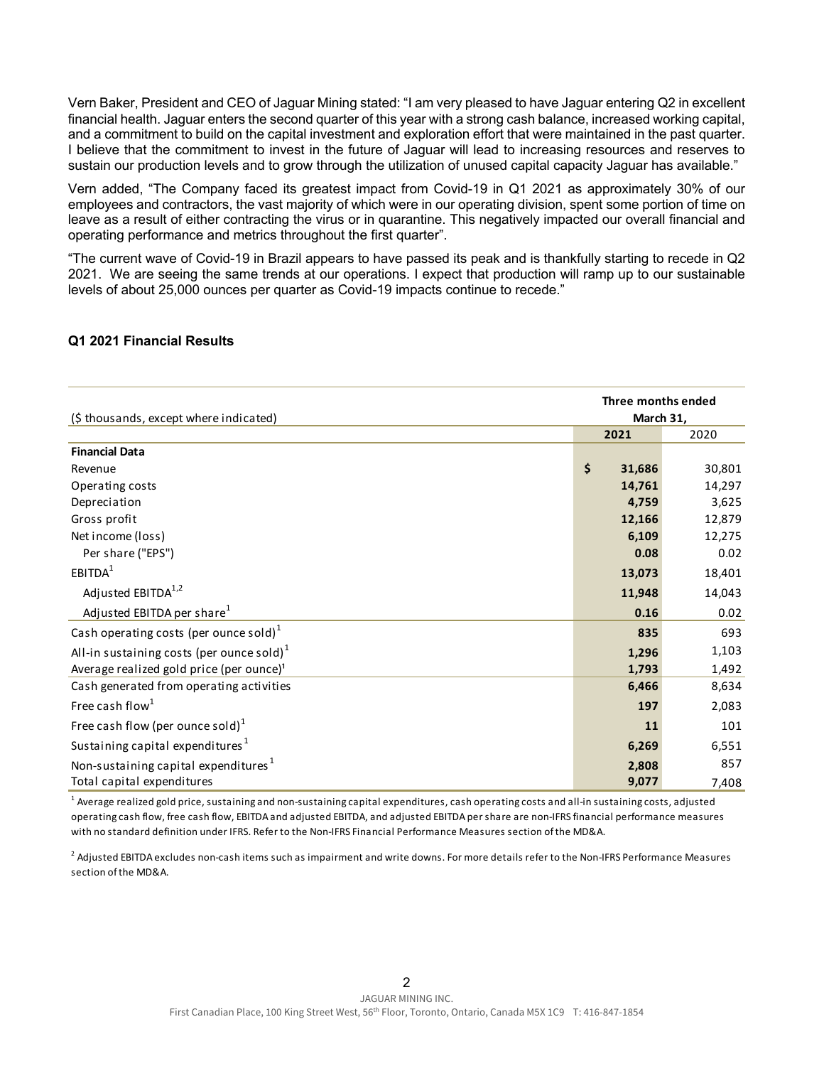Vern Baker, President and CEO of Jaguar Mining stated: "I am very pleased to have Jaguar entering Q2 in excellent financial health. Jaguar enters the second quarter of this year with a strong cash balance, increased working capital, and a commitment to build on the capital investment and exploration effort that were maintained in the past quarter. I believe that the commitment to invest in the future of Jaguar will lead to increasing resources and reserves to sustain our production levels and to grow through the utilization of unused capital capacity Jaguar has available."

Vern added, "The Company faced its greatest impact from Covid-19 in Q1 2021 as approximately 30% of our employees and contractors, the vast majority of which were in our operating division, spent some portion of time on leave as a result of either contracting the virus or in quarantine. This negatively impacted our overall financial and operating performance and metrics throughout the first quarter".

"The current wave of Covid-19 in Brazil appears to have passed its peak and is thankfully starting to recede in Q2 2021. We are seeing the same trends at our operations. I expect that production will ramp up to our sustainable levels of about 25,000 ounces per quarter as Covid-19 impacts continue to recede."

### Q1 2021 Financial Results

| ($ thousands, except where indicated) | Three months ended March 31, | |
|---|---|---|
| | **2021** | 2020 |
| **Financial Data** | | |
| Revenue | **$ 31,686** | 30,801 |
| Operating costs | **14,761** | 14,297 |
| Depreciation | **4,759** | 3,625 |
| Gross profit | **12,166** | 12,879 |
| Net income (loss) | **6,109** | 12,275 |
| Per share ("EPS") | **0.08** | 0.02 |
| EBITDA[1] | **13,073** | 18,401 |
| Adjusted EBITDA[1,2] | **11,948** | 14,043 |
| Adjusted EBITDA per share[1] | **0.16** | 0.02 |
| Cash operating costs (per ounce sold)[1] | **835** | 693 |
| All-in sustaining costs (per ounce sold)[1] | **1,296** | 1,103 |
| Average realized gold price (per ounce)[1] | **1,793** | 1,492 |
| Cash generated from operating activities | **6,466** | 8,634 |
| Free cash flow[1] | **197** | 2,083 |
| Free cash flow (per ounce sold)[1] | **11** | 101 |
| Sustaining capital expenditures[1] | **6,269** | 6,551 |
| Non-sustaining capital expenditures[1] | **2,808** | 857 |
| Total capital expenditures | **9,077** | 7,408 |

[1] Average realized gold price, sustaining and non-sustaining capital expenditures, cash operating costs and all-in sustaining costs, adjusted operating cash flow, free cash flow, EBITDA and adjusted EBITDA, and adjusted EBITDA per share are non-IFRS financial performance measures with no standard definition under IFRS. Refer to the Non-IFRS Financial Performance Measures section of the MD&A.

[2] Adjusted EBITDA excludes non-cash items such as impairment and write downs. For more details refer to the Non-IFRS Performance Measures section of the MD&A.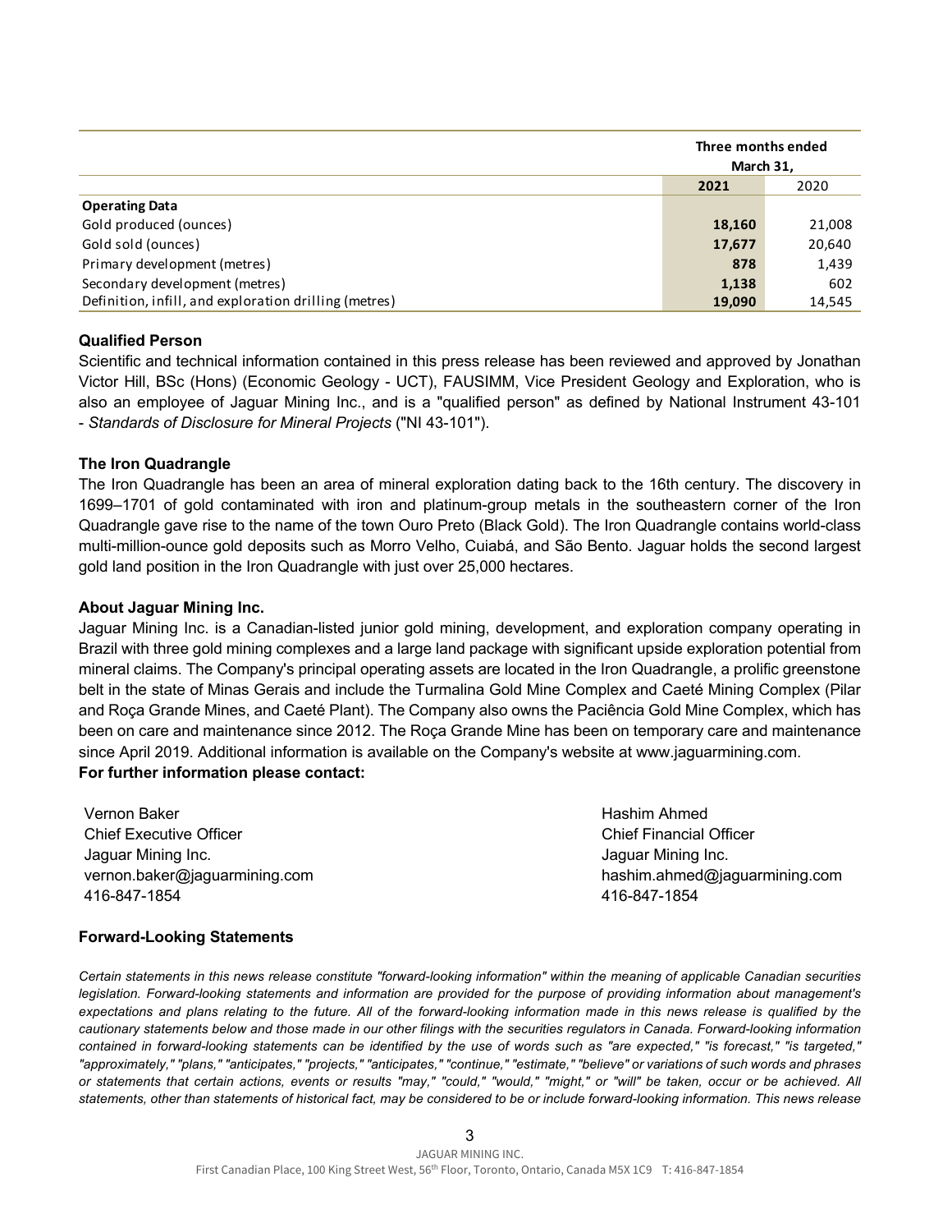| | Three months ended March 31, | |
|---|---|---|
| | **2021** | 2020 |
| **Operating Data** | | |
| Gold produced (ounces) | **18,160** | 21,008 |
| Gold sold (ounces) | **17,677** | 20,640 |
| Primary development (metres) | **878** | 1,439 |
| Secondary development (metres) | **1,138** | 602 |
| Definition, infill, and exploration drilling (metres) | **19,090** | 14,545 |

**Qualified Person**

Scientific and technical information contained in this press release has been reviewed and approved by Jonathan Victor Hill, BSc (Hons) (Economic Geology - UCT), FAUSIMM, Vice President Geology and Exploration, who is also an employee of Jaguar Mining Inc., and is a "qualified person" as defined by National Instrument 43-101 - *Standards of Disclosure for Mineral Projects* ("NI 43-101").

**The Iron Quadrangle**

The Iron Quadrangle has been an area of mineral exploration dating back to the 16th century. The discovery in 1699–1701 of gold contaminated with iron and platinum-group metals in the southeastern corner of the Iron Quadrangle gave rise to the name of the town Ouro Preto (Black Gold). The Iron Quadrangle contains world-class multi-million-ounce gold deposits such as Morro Velho, Cuiabá, and São Bento. Jaguar holds the second largest gold land position in the Iron Quadrangle with just over 25,000 hectares.

**About Jaguar Mining Inc.**

Jaguar Mining Inc. is a Canadian-listed junior gold mining, development, and exploration company operating in Brazil with three gold mining complexes and a large land package with significant upside exploration potential from mineral claims. The Company's principal operating assets are located in the Iron Quadrangle, a prolific greenstone belt in the state of Minas Gerais and include the Turmalina Gold Mine Complex and Caeté Mining Complex (Pilar and Roça Grande Mines, and Caeté Plant). The Company also owns the Paciência Gold Mine Complex, which has been on care and maintenance since 2012. The Roça Grande Mine has been on temporary care and maintenance since April 2019. Additional information is available on the Company's website at www.jaguarmining.com.

**For further information please contact:**

Vernon Baker
Chief Executive Officer
Jaguar Mining Inc.
vernon.baker@jaguarmining.com
416-847-1854

Hashim Ahmed
Chief Financial Officer
Jaguar Mining Inc.
hashim.ahmed@jaguarmining.com
416-847-1854

**Forward-Looking Statements**

*Certain statements in this news release constitute "forward-looking information" within the meaning of applicable Canadian securities legislation. Forward-looking statements and information are provided for the purpose of providing information about management's expectations and plans relating to the future. All of the forward-looking information made in this news release is qualified by the cautionary statements below and those made in our other filings with the securities regulators in Canada. Forward-looking information contained in forward-looking statements can be identified by the use of words such as "are expected," "is forecast," "is targeted," "approximately," "plans," "anticipates," "projects," "anticipates," "continue," "estimate," "believe" or variations of such words and phrases or statements that certain actions, events or results "may," "could," "would," "might," or "will" be taken, occur or be achieved. All statements, other than statements of historical fact, may be considered to be or include forward-looking information. This news release*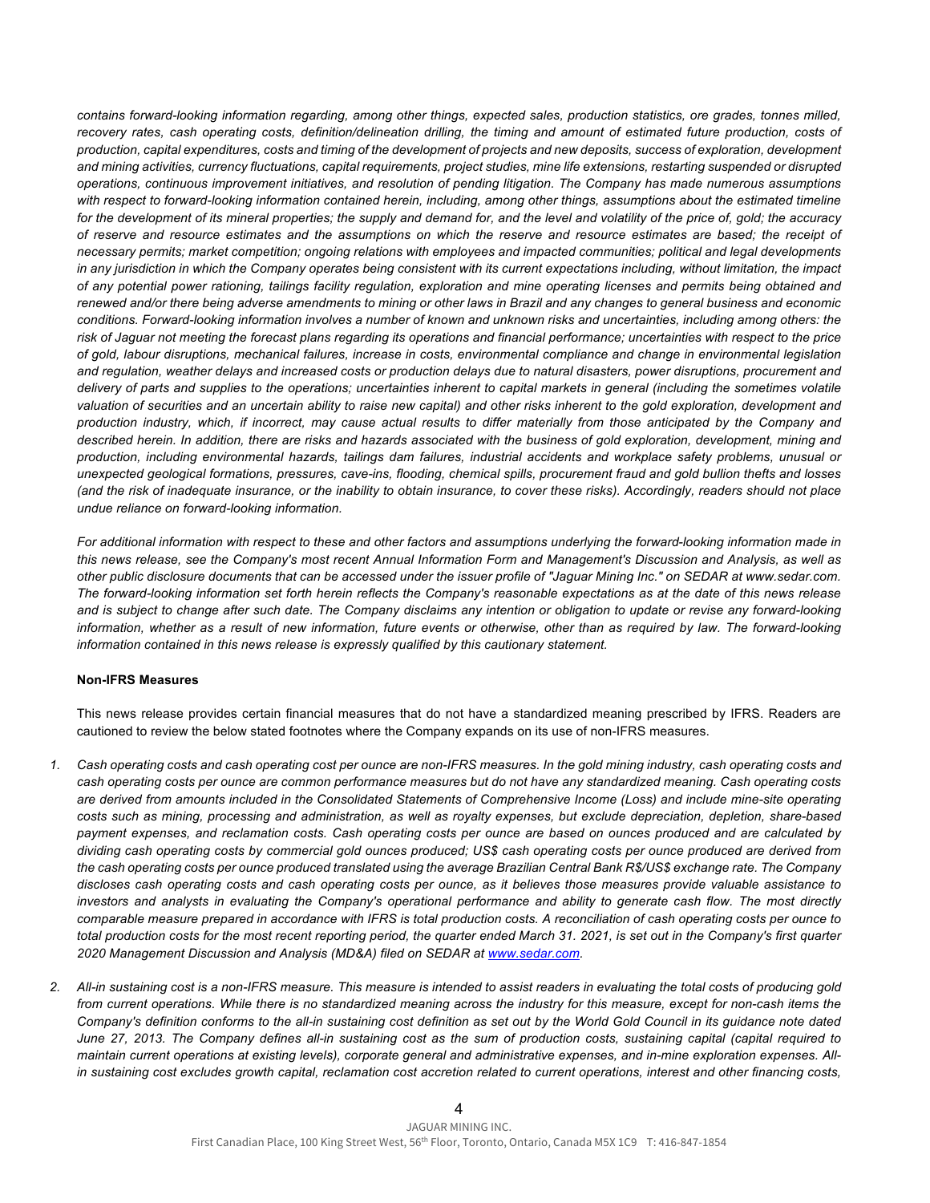*contains forward-looking information regarding, among other things, expected sales, production statistics, ore grades, tonnes milled, recovery rates, cash operating costs, definition/delineation drilling, the timing and amount of estimated future production, costs of production, capital expenditures, costs and timing of the development of projects and new deposits, success of exploration, development and mining activities, currency fluctuations, capital requirements, project studies, mine life extensions, restarting suspended or disrupted operations, continuous improvement initiatives, and resolution of pending litigation. The Company has made numerous assumptions with respect to forward-looking information contained herein, including, among other things, assumptions about the estimated timeline for the development of its mineral properties; the supply and demand for, and the level and volatility of the price of, gold; the accuracy of reserve and resource estimates and the assumptions on which the reserve and resource estimates are based; the receipt of necessary permits; market competition; ongoing relations with employees and impacted communities; political and legal developments in any jurisdiction in which the Company operates being consistent with its current expectations including, without limitation, the impact of any potential power rationing, tailings facility regulation, exploration and mine operating licenses and permits being obtained and renewed and/or there being adverse amendments to mining or other laws in Brazil and any changes to general business and economic conditions. Forward-looking information involves a number of known and unknown risks and uncertainties, including among others: the risk of Jaguar not meeting the forecast plans regarding its operations and financial performance; uncertainties with respect to the price of gold, labour disruptions, mechanical failures, increase in costs, environmental compliance and change in environmental legislation and regulation, weather delays and increased costs or production delays due to natural disasters, power disruptions, procurement and delivery of parts and supplies to the operations; uncertainties inherent to capital markets in general (including the sometimes volatile valuation of securities and an uncertain ability to raise new capital) and other risks inherent to the gold exploration, development and production industry, which, if incorrect, may cause actual results to differ materially from those anticipated by the Company and described herein. In addition, there are risks and hazards associated with the business of gold exploration, development, mining and production, including environmental hazards, tailings dam failures, industrial accidents and workplace safety problems, unusual or unexpected geological formations, pressures, cave-ins, flooding, chemical spills, procurement fraud and gold bullion thefts and losses (and the risk of inadequate insurance, or the inability to obtain insurance, to cover these risks). Accordingly, readers should not place undue reliance on forward-looking information.*

*For additional information with respect to these and other factors and assumptions underlying the forward-looking information made in this news release, see the Company's most recent Annual Information Form and Management's Discussion and Analysis, as well as other public disclosure documents that can be accessed under the issuer profile of "Jaguar Mining Inc." on SEDAR at www.sedar.com. The forward-looking information set forth herein reflects the Company's reasonable expectations as at the date of this news release and is subject to change after such date. The Company disclaims any intention or obligation to update or revise any forward-looking information, whether as a result of new information, future events or otherwise, other than as required by law. The forward-looking information contained in this news release is expressly qualified by this cautionary statement.*

**Non-IFRS Measures**

This news release provides certain financial measures that do not have a standardized meaning prescribed by IFRS. Readers are cautioned to review the below stated footnotes where the Company expands on its use of non-IFRS measures.

1. *Cash operating costs and cash operating cost per ounce are non-IFRS measures. In the gold mining industry, cash operating costs and cash operating costs per ounce are common performance measures but do not have any standardized meaning. Cash operating costs are derived from amounts included in the Consolidated Statements of Comprehensive Income (Loss) and include mine-site operating costs such as mining, processing and administration, as well as royalty expenses, but exclude depreciation, depletion, share-based payment expenses, and reclamation costs. Cash operating costs per ounce are based on ounces produced and are calculated by dividing cash operating costs by commercial gold ounces produced; US$ cash operating costs per ounce produced are derived from the cash operating costs per ounce produced translated using the average Brazilian Central Bank R$/US$ exchange rate. The Company discloses cash operating costs and cash operating costs per ounce, as it believes those measures provide valuable assistance to investors and analysts in evaluating the Company's operational performance and ability to generate cash flow. The most directly comparable measure prepared in accordance with IFRS is total production costs. A reconciliation of cash operating costs per ounce to total production costs for the most recent reporting period, the quarter ended March 31. 2021, is set out in the Company's first quarter 2020 Management Discussion and Analysis (MD&A) filed on SEDAR at www.sedar.com.*

2. *All-in sustaining cost is a non-IFRS measure. This measure is intended to assist readers in evaluating the total costs of producing gold from current operations. While there is no standardized meaning across the industry for this measure, except for non-cash items the Company's definition conforms to the all-in sustaining cost definition as set out by the World Gold Council in its guidance note dated June 27, 2013. The Company defines all-in sustaining cost as the sum of production costs, sustaining capital (capital required to maintain current operations at existing levels), corporate general and administrative expenses, and in-mine exploration expenses. All-in sustaining cost excludes growth capital, reclamation cost accretion related to current operations, interest and other financing costs,*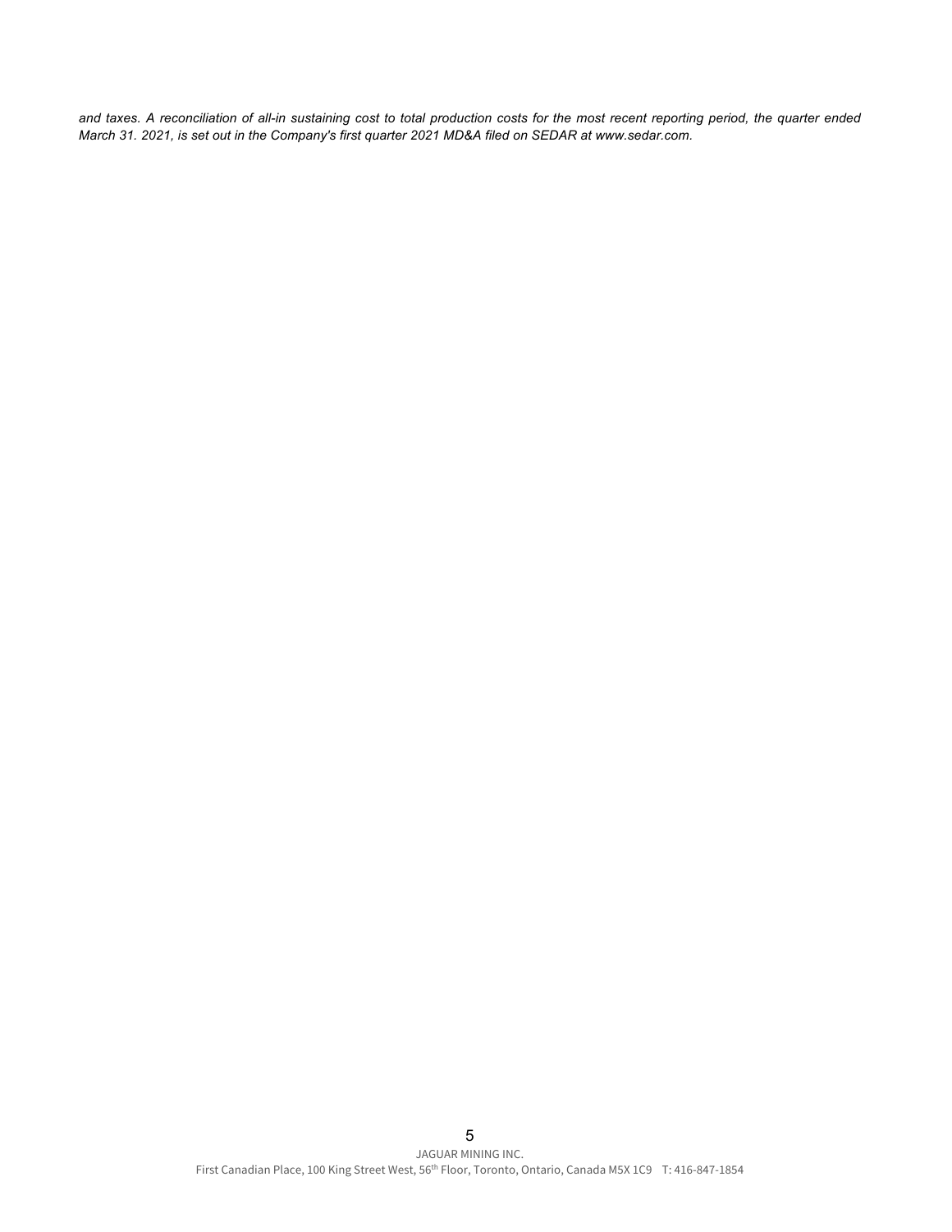*and taxes. A reconciliation of all-in sustaining cost to total production costs for the most recent reporting period, the quarter ended March 31. 2021, is set out in the Company's first quarter 2021 MD&A filed on SEDAR at www.sedar.com.*